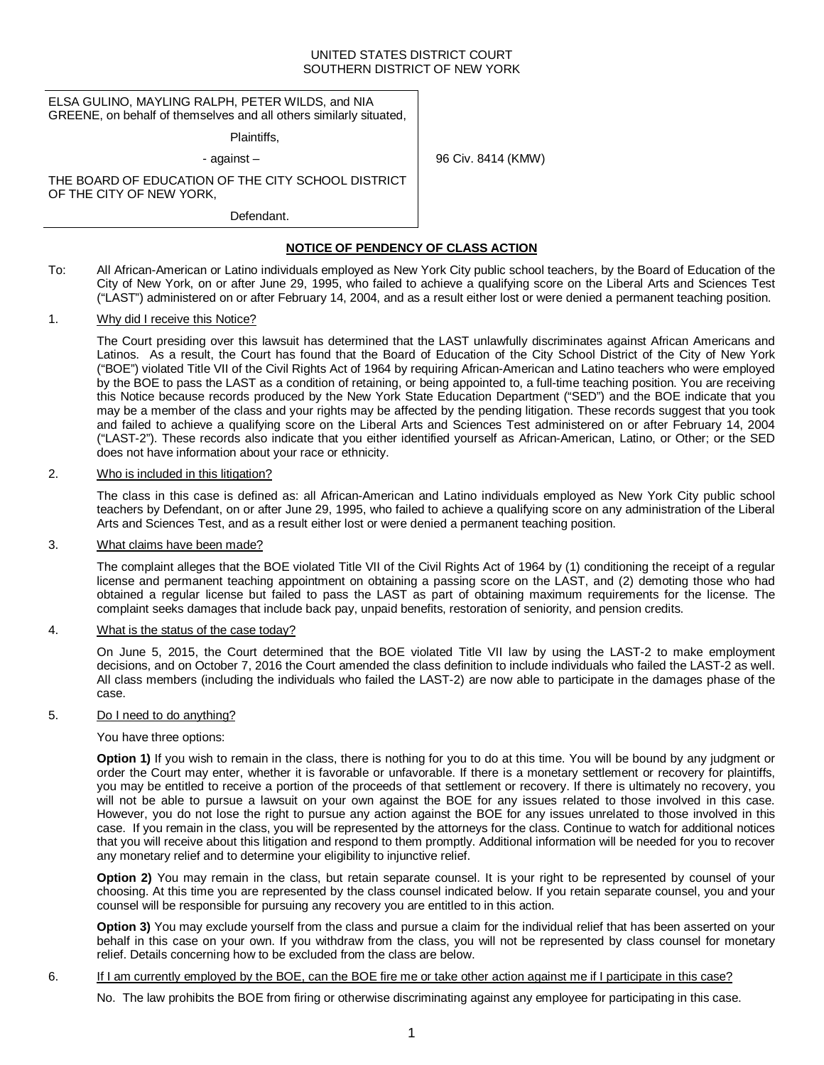UNITED STATES DISTRICT COURT
SOUTHERN DISTRICT OF NEW YORK

ELSA GULINO, MAYLING RALPH, PETER WILDS, and NIA GREENE, on behalf of themselves and all others similarly situated,

Plaintiffs,

- against –

THE BOARD OF EDUCATION OF THE CITY SCHOOL DISTRICT OF THE CITY OF NEW YORK,

Defendant.

96 Civ. 8414 (KMW)

## NOTICE OF PENDENCY OF CLASS ACTION

To: All African-American or Latino individuals employed as New York City public school teachers, by the Board of Education of the City of New York, on or after June 29, 1995, who failed to achieve a qualifying score on the Liberal Arts and Sciences Test ("LAST") administered on or after February 14, 2004, and as a result either lost or were denied a permanent teaching position.

1. Why did I receive this Notice?

The Court presiding over this lawsuit has determined that the LAST unlawfully discriminates against African Americans and Latinos. As a result, the Court has found that the Board of Education of the City School District of the City of New York ("BOE") violated Title VII of the Civil Rights Act of 1964 by requiring African-American and Latino teachers who were employed by the BOE to pass the LAST as a condition of retaining, or being appointed to, a full-time teaching position. You are receiving this Notice because records produced by the New York State Education Department ("SED") and the BOE indicate that you may be a member of the class and your rights may be affected by the pending litigation. These records suggest that you took and failed to achieve a qualifying score on the Liberal Arts and Sciences Test administered on or after February 14, 2004 ("LAST-2"). These records also indicate that you either identified yourself as African-American, Latino, or Other; or the SED does not have information about your race or ethnicity.

2. Who is included in this litigation?

The class in this case is defined as: all African-American and Latino individuals employed as New York City public school teachers by Defendant, on or after June 29, 1995, who failed to achieve a qualifying score on any administration of the Liberal Arts and Sciences Test, and as a result either lost or were denied a permanent teaching position.

3. What claims have been made?

The complaint alleges that the BOE violated Title VII of the Civil Rights Act of 1964 by (1) conditioning the receipt of a regular license and permanent teaching appointment on obtaining a passing score on the LAST, and (2) demoting those who had obtained a regular license but failed to pass the LAST as part of obtaining maximum requirements for the license. The complaint seeks damages that include back pay, unpaid benefits, restoration of seniority, and pension credits.

4. What is the status of the case today?

On June 5, 2015, the Court determined that the BOE violated Title VII law by using the LAST-2 to make employment decisions, and on October 7, 2016 the Court amended the class definition to include individuals who failed the LAST-2 as well. All class members (including the individuals who failed the LAST-2) are now able to participate in the damages phase of the case.

5. Do I need to do anything?

You have three options:

**Option 1)** If you wish to remain in the class, there is nothing for you to do at this time. You will be bound by any judgment or order the Court may enter, whether it is favorable or unfavorable. If there is a monetary settlement or recovery for plaintiffs, you may be entitled to receive a portion of the proceeds of that settlement or recovery. If there is ultimately no recovery, you will not be able to pursue a lawsuit on your own against the BOE for any issues related to those involved in this case. However, you do not lose the right to pursue any action against the BOE for any issues unrelated to those involved in this case. If you remain in the class, you will be represented by the attorneys for the class. Continue to watch for additional notices that you will receive about this litigation and respond to them promptly. Additional information will be needed for you to recover any monetary relief and to determine your eligibility to injunctive relief.

**Option 2)** You may remain in the class, but retain separate counsel. It is your right to be represented by counsel of your choosing. At this time you are represented by the class counsel indicated below. If you retain separate counsel, you and your counsel will be responsible for pursuing any recovery you are entitled to in this action.

**Option 3)** You may exclude yourself from the class and pursue a claim for the individual relief that has been asserted on your behalf in this case on your own. If you withdraw from the class, you will not be represented by class counsel for monetary relief. Details concerning how to be excluded from the class are below.

6. If I am currently employed by the BOE, can the BOE fire me or take other action against me if I participate in this case?

No. The law prohibits the BOE from firing or otherwise discriminating against any employee for participating in this case.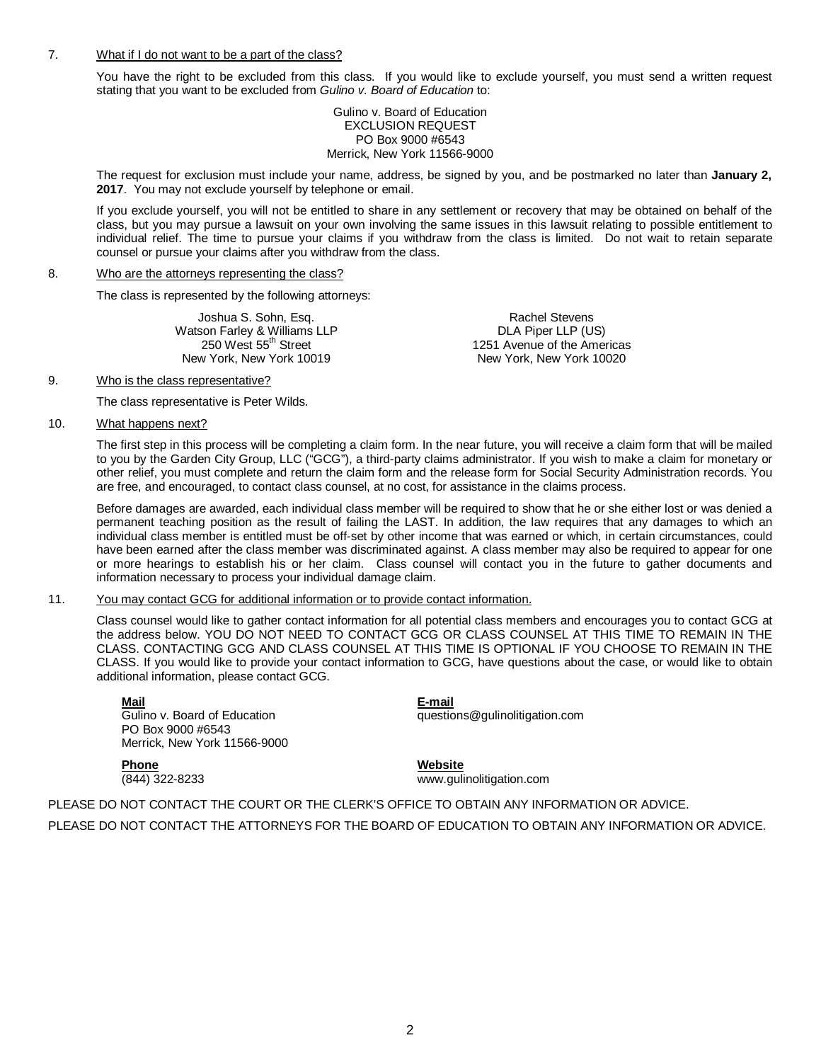7. What if I do not want to be a part of the class?

You have the right to be excluded from this class. If you would like to exclude yourself, you must send a written request stating that you want to be excluded from *Gulino v. Board of Education* to:

Gulino v. Board of Education
EXCLUSION REQUEST
PO Box 9000 #6543
Merrick, New York 11566-9000

The request for exclusion must include your name, address, be signed by you, and be postmarked no later than **January 2, 2017**. You may not exclude yourself by telephone or email.

If you exclude yourself, you will not be entitled to share in any settlement or recovery that may be obtained on behalf of the class, but you may pursue a lawsuit on your own involving the same issues in this lawsuit relating to possible entitlement to individual relief. The time to pursue your claims if you withdraw from the class is limited. Do not wait to retain separate counsel or pursue your claims after you withdraw from the class.

8. Who are the attorneys representing the class?

The class is represented by the following attorneys:

Joshua S. Sohn, Esq.
Watson Farley & Williams LLP
250 West 55th Street
New York, New York 10019

Rachel Stevens
DLA Piper LLP (US)
1251 Avenue of the Americas
New York, New York 10020

9. Who is the class representative?

The class representative is Peter Wilds.

10. What happens next?

The first step in this process will be completing a claim form. In the near future, you will receive a claim form that will be mailed to you by the Garden City Group, LLC ("GCG"), a third-party claims administrator. If you wish to make a claim for monetary or other relief, you must complete and return the claim form and the release form for Social Security Administration records. You are free, and encouraged, to contact class counsel, at no cost, for assistance in the claims process.

Before damages are awarded, each individual class member will be required to show that he or she either lost or was denied a permanent teaching position as the result of failing the LAST. In addition, the law requires that any damages to which an individual class member is entitled must be off-set by other income that was earned or which, in certain circumstances, could have been earned after the class member was discriminated against. A class member may also be required to appear for one or more hearings to establish his or her claim. Class counsel will contact you in the future to gather documents and information necessary to process your individual damage claim.

11. You may contact GCG for additional information or to provide contact information.

Class counsel would like to gather contact information for all potential class members and encourages you to contact GCG at the address below. YOU DO NOT NEED TO CONTACT GCG OR CLASS COUNSEL AT THIS TIME TO REMAIN IN THE CLASS. CONTACTING GCG AND CLASS COUNSEL AT THIS TIME IS OPTIONAL IF YOU CHOOSE TO REMAIN IN THE CLASS. If you would like to provide your contact information to GCG, have questions about the case, or would like to obtain additional information, please contact GCG.

**Mail**
Gulino v. Board of Education
PO Box 9000 #6543
Merrick, New York 11566-9000

**E-mail**
questions@gulinolitigation.com

**Phone**
(844) 322-8233

**Website**
www.gulinolitigation.com

PLEASE DO NOT CONTACT THE COURT OR THE CLERK'S OFFICE TO OBTAIN ANY INFORMATION OR ADVICE.

PLEASE DO NOT CONTACT THE ATTORNEYS FOR THE BOARD OF EDUCATION TO OBTAIN ANY INFORMATION OR ADVICE.